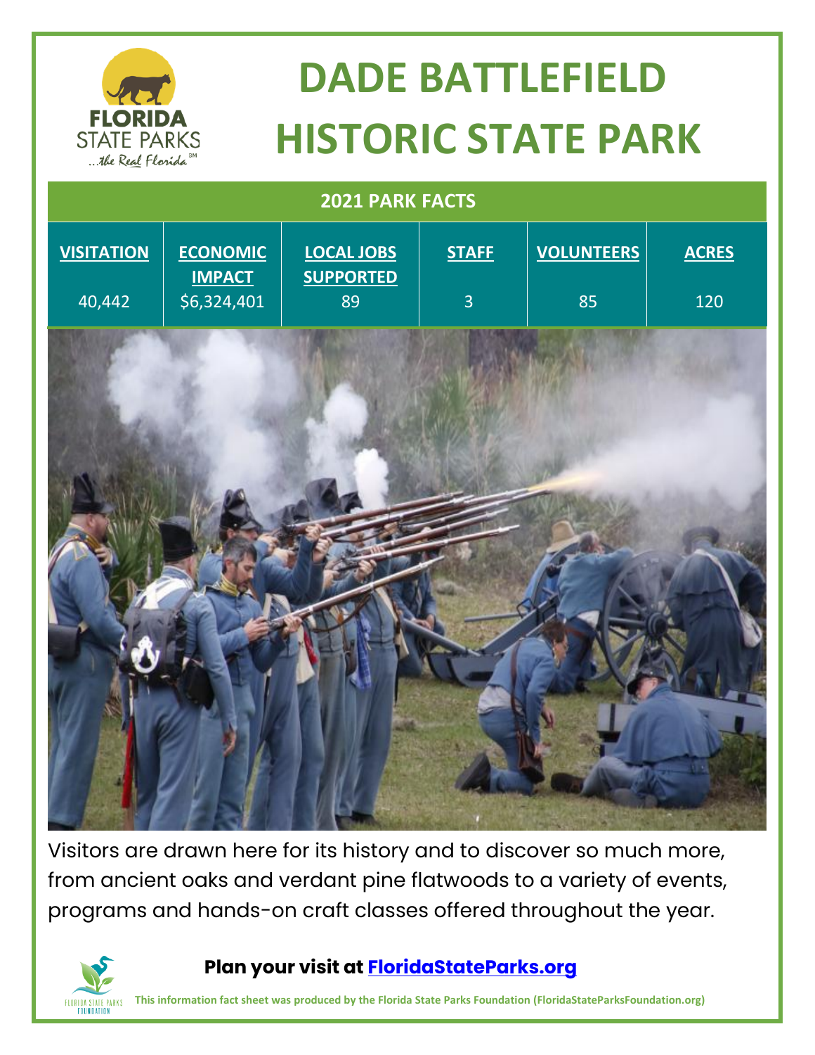# DADE BATTLEFIELD HISTORIC STATE PARK

## 2021 PARK FACTS

| VISITATION | ECONOMIC IMPACT | LOCAL JOBS SUPPORTED | STAFF | VOLUNTEERS | ACRES |
|---|---|---|---|---|---|
| 40,442 | $6,324,401 | 89 | 3 | 85 | 120 |

Visitors are drawn here for its history and to discover so much more, from ancient oaks and verdant pine flatwoods to a variety of events, programs and hands-on craft classes offered throughout the year.

**Plan your visit at [FloridaStateParks.org](FloridaStateParks.org)**

**This information fact sheet was produced by the Florida State Parks Foundation (FloridaStateParksFoundation.org)**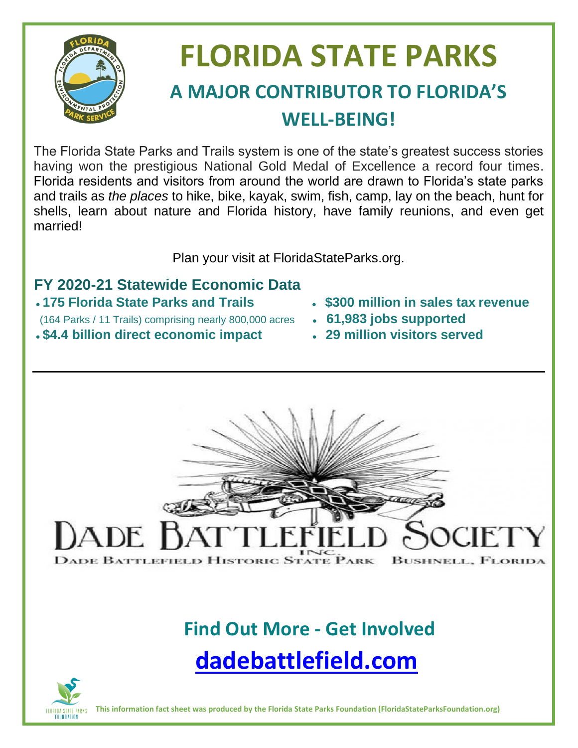# FLORIDA STATE PARKS

## A MAJOR CONTRIBUTOR TO FLORIDA'S WELL-BEING!

The Florida State Parks and Trails system is one of the state's greatest success stories having won the prestigious National Gold Medal of Excellence a record four times. Florida residents and visitors from around the world are drawn to Florida's state parks and trails as *the places* to hike, bike, kayak, swim, fish, camp, lay on the beach, hunt for shells, learn about nature and Florida history, have family reunions, and even get married!

Plan your visit at FloridaStateParks.org.

### FY 2020-21 Statewide Economic Data

- **175 Florida State Parks and Trails** (164 Parks / 11 Trails) comprising nearly 800,000 acres
- **$4.4 billion direct economic impact**
- **$300 million in sales tax revenue**
- **61,983 jobs supported**
- **29 million visitors served**

---

DADE BATTLEFIELD SOCIETY INC.

DADE BATTLEFIELD HISTORIC STATE PARK BUSHNELL, FLORIDA

## Find Out More - Get Involved

## dadebattlefield.com

FLORIDA STATE PARKS FOUNDATION

**This information fact sheet was produced by the Florida State Parks Foundation (FloridaStateParksFoundation.org)**